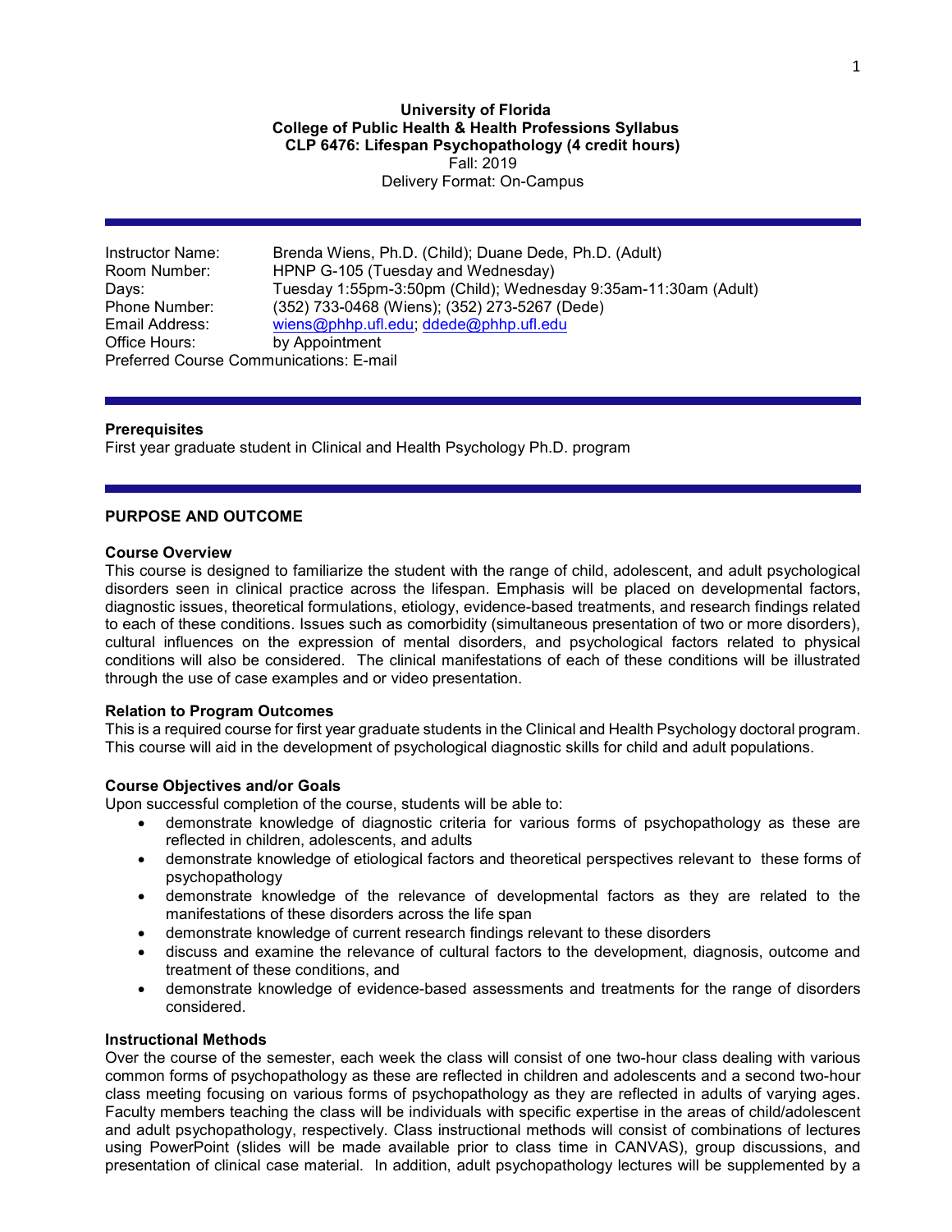**University of Florida**
**College of Public Health & Health Professions Syllabus**
**CLP 6476: Lifespan Psychopathology (4 credit hours)**
Fall: 2019
Delivery Format: On-Campus

---

Instructor Name: Brenda Wiens, Ph.D. (Child); Duane Dede, Ph.D. (Adult)
Room Number: HPNP G-105 (Tuesday and Wednesday)
Days: Tuesday 1:55pm-3:50pm (Child); Wednesday 9:35am-11:30am (Adult)
Phone Number: (352) 733-0468 (Wiens); (352) 273-5267 (Dede)
Email Address: wiens@phhp.ufl.edu; ddede@phhp.ufl.edu
Office Hours: by Appointment
Preferred Course Communications: E-mail

---

**Prerequisites**
First year graduate student in Clinical and Health Psychology Ph.D. program

---

## PURPOSE AND OUTCOME

**Course Overview**
This course is designed to familiarize the student with the range of child, adolescent, and adult psychological disorders seen in clinical practice across the lifespan. Emphasis will be placed on developmental factors, diagnostic issues, theoretical formulations, etiology, evidence-based treatments, and research findings related to each of these conditions. Issues such as comorbidity (simultaneous presentation of two or more disorders), cultural influences on the expression of mental disorders, and psychological factors related to physical conditions will also be considered. The clinical manifestations of each of these conditions will be illustrated through the use of case examples and or video presentation.

**Relation to Program Outcomes**
This is a required course for first year graduate students in the Clinical and Health Psychology doctoral program. This course will aid in the development of psychological diagnostic skills for child and adult populations.

**Course Objectives and/or Goals**
Upon successful completion of the course, students will be able to:

- demonstrate knowledge of diagnostic criteria for various forms of psychopathology as these are reflected in children, adolescents, and adults
- demonstrate knowledge of etiological factors and theoretical perspectives relevant to these forms of psychopathology
- demonstrate knowledge of the relevance of developmental factors as they are related to the manifestations of these disorders across the life span
- demonstrate knowledge of current research findings relevant to these disorders
- discuss and examine the relevance of cultural factors to the development, diagnosis, outcome and treatment of these conditions, and
- demonstrate knowledge of evidence-based assessments and treatments for the range of disorders considered.

**Instructional Methods**
Over the course of the semester, each week the class will consist of one two-hour class dealing with various common forms of psychopathology as these are reflected in children and adolescents and a second two-hour class meeting focusing on various forms of psychopathology as they are reflected in adults of varying ages. Faculty members teaching the class will be individuals with specific expertise in the areas of child/adolescent and adult psychopathology, respectively. Class instructional methods will consist of combinations of lectures using PowerPoint (slides will be made available prior to class time in CANVAS), group discussions, and presentation of clinical case material. In addition, adult psychopathology lectures will be supplemented by a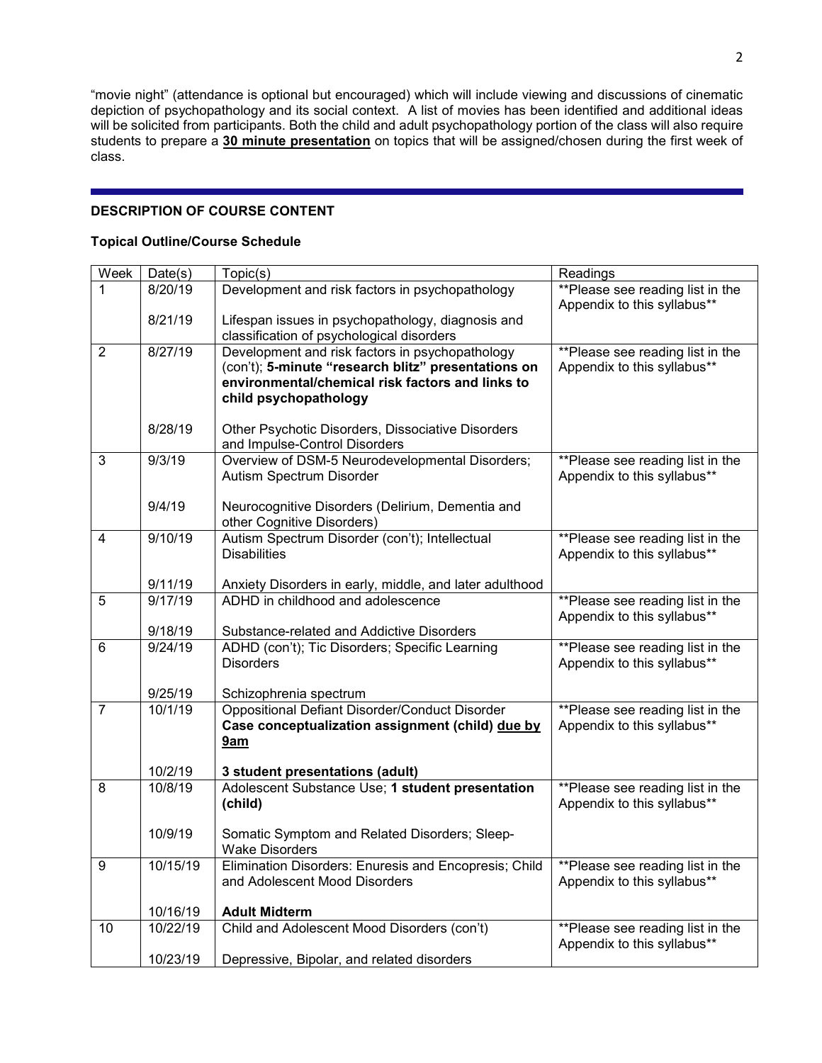"movie night" (attendance is optional but encouraged) which will include viewing and discussions of cinematic depiction of psychopathology and its social context. A list of movies has been identified and additional ideas will be solicited from participants. Both the child and adult psychopathology portion of the class will also require students to prepare a **30 minute presentation** on topics that will be assigned/chosen during the first week of class.

---

**DESCRIPTION OF COURSE CONTENT**

**Topical Outline/Course Schedule**

| Week | Date(s) | Topic(s) | Readings |
|---|---|---|---|
| 1 | 8/20/19 | Development and risk factors in psychopathology | **Please see reading list in the Appendix to this syllabus** |
| | 8/21/19 | Lifespan issues in psychopathology, diagnosis and classification of psychological disorders | |
| 2 | 8/27/19 | Development and risk factors in psychopathology (con't); **5-minute "research blitz" presentations on environmental/chemical risk factors and links to child psychopathology** | **Please see reading list in the Appendix to this syllabus** |
| | 8/28/19 | Other Psychotic Disorders, Dissociative Disorders and Impulse-Control Disorders | |
| 3 | 9/3/19 | Overview of DSM-5 Neurodevelopmental Disorders; Autism Spectrum Disorder | **Please see reading list in the Appendix to this syllabus** |
| | 9/4/19 | Neurocognitive Disorders (Delirium, Dementia and other Cognitive Disorders) | |
| 4 | 9/10/19 | Autism Spectrum Disorder (con't); Intellectual Disabilities | **Please see reading list in the Appendix to this syllabus** |
| | 9/11/19 | Anxiety Disorders in early, middle, and later adulthood | |
| 5 | 9/17/19 | ADHD in childhood and adolescence | **Please see reading list in the Appendix to this syllabus** |
| | 9/18/19 | Substance-related and Addictive Disorders | |
| 6 | 9/24/19 | ADHD (con't); Tic Disorders; Specific Learning Disorders | **Please see reading list in the Appendix to this syllabus** |
| | 9/25/19 | Schizophrenia spectrum | |
| 7 | 10/1/19 | Oppositional Defiant Disorder/Conduct Disorder **Case conceptualization assignment (child) <u>due by 9am</u>** | **Please see reading list in the Appendix to this syllabus** |
| | 10/2/19 | **3 student presentations (adult)** | |
| 8 | 10/8/19 | Adolescent Substance Use; **1 student presentation (child)** | **Please see reading list in the Appendix to this syllabus** |
| | 10/9/19 | Somatic Symptom and Related Disorders; Sleep-Wake Disorders | |
| 9 | 10/15/19 | Elimination Disorders: Enuresis and Encopresis; Child and Adolescent Mood Disorders | **Please see reading list in the Appendix to this syllabus** |
| | 10/16/19 | **Adult Midterm** | |
| 10 | 10/22/19 | Child and Adolescent Mood Disorders (con't) | **Please see reading list in the Appendix to this syllabus** |
| | 10/23/19 | Depressive, Bipolar, and related disorders | |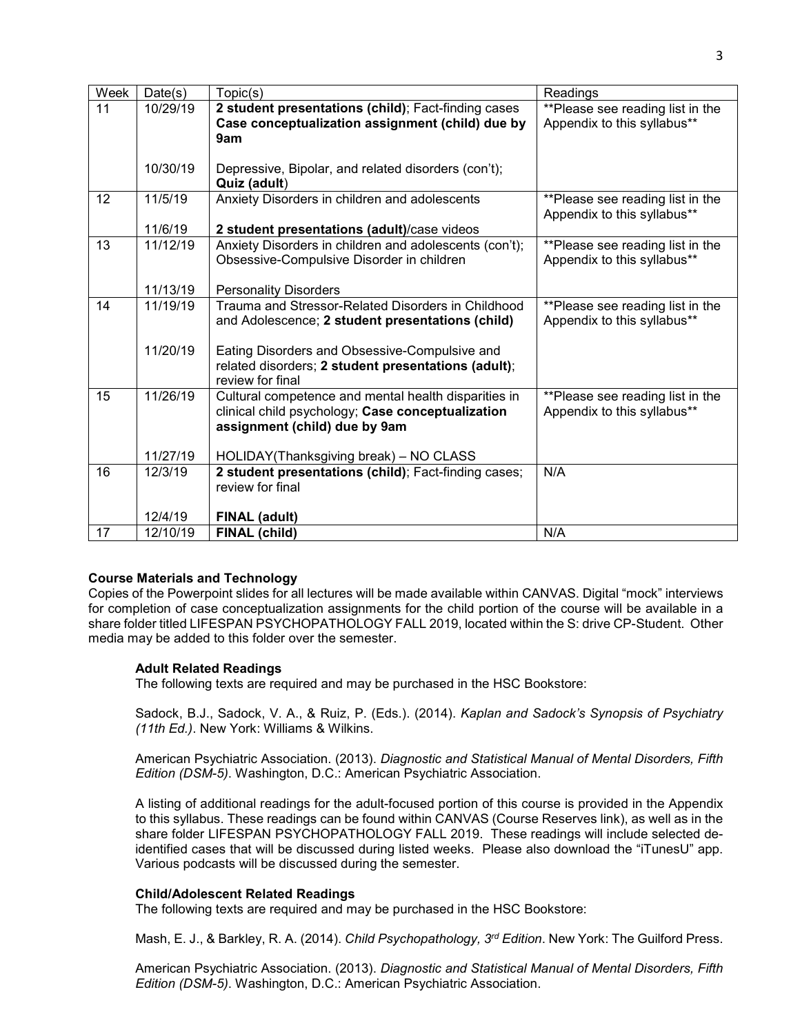| Week | Date(s) | Topic(s) | Readings |
|---|---|---|---|
| 11 | 10/29/19<br><br>10/30/19 | **2 student presentations (child)**; Fact-finding cases **Case conceptualization assignment (child) due by 9am**<br><br>Depressive, Bipolar, and related disorders (con't); **Quiz (adult)** | **Please see reading list in the Appendix to this syllabus** |
| 12 | 11/5/19<br><br>11/6/19 | Anxiety Disorders in children and adolescents<br><br>**2 student presentations (adult)**/case videos | **Please see reading list in the Appendix to this syllabus** |
| 13 | 11/12/19<br><br>11/13/19 | Anxiety Disorders in children and adolescents (con't); Obsessive-Compulsive Disorder in children<br><br>Personality Disorders | **Please see reading list in the Appendix to this syllabus** |
| 14 | 11/19/19<br><br>11/20/19 | Trauma and Stressor-Related Disorders in Childhood and Adolescence; **2 student presentations (child)**<br><br>Eating Disorders and Obsessive-Compulsive and related disorders; **2 student presentations (adult)**; review for final | **Please see reading list in the Appendix to this syllabus** |
| 15 | 11/26/19<br><br>11/27/19 | Cultural competence and mental health disparities in clinical child psychology; **Case conceptualization assignment (child) due by 9am**<br><br>HOLIDAY(Thanksgiving break) – NO CLASS | **Please see reading list in the Appendix to this syllabus** |
| 16 | 12/3/19<br><br>12/4/19 | **2 student presentations (child)**; Fact-finding cases; review for final<br><br>**FINAL (adult)** | N/A |
| 17 | 12/10/19 | **FINAL (child)** | N/A |

**Course Materials and Technology**

Copies of the Powerpoint slides for all lectures will be made available within CANVAS. Digital "mock" interviews for completion of case conceptualization assignments for the child portion of the course will be available in a share folder titled LIFESPAN PSYCHOPATHOLOGY FALL 2019, located within the S: drive CP-Student. Other media may be added to this folder over the semester.

**Adult Related Readings**

The following texts are required and may be purchased in the HSC Bookstore:

Sadock, B.J., Sadock, V. A., & Ruiz, P. (Eds.). (2014). *Kaplan and Sadock's Synopsis of Psychiatry (11th Ed.)*. New York: Williams & Wilkins.

American Psychiatric Association. (2013). *Diagnostic and Statistical Manual of Mental Disorders, Fifth Edition (DSM-5)*. Washington, D.C.: American Psychiatric Association.

A listing of additional readings for the adult-focused portion of this course is provided in the Appendix to this syllabus. These readings can be found within CANVAS (Course Reserves link), as well as in the share folder LIFESPAN PSYCHOPATHOLOGY FALL 2019. These readings will include selected de-identified cases that will be discussed during listed weeks. Please also download the "iTunesU" app. Various podcasts will be discussed during the semester.

**Child/Adolescent Related Readings**

The following texts are required and may be purchased in the HSC Bookstore:

Mash, E. J., & Barkley, R. A. (2014). *Child Psychopathology, 3rd Edition*. New York: The Guilford Press.

American Psychiatric Association. (2013). *Diagnostic and Statistical Manual of Mental Disorders, Fifth Edition (DSM-5)*. Washington, D.C.: American Psychiatric Association.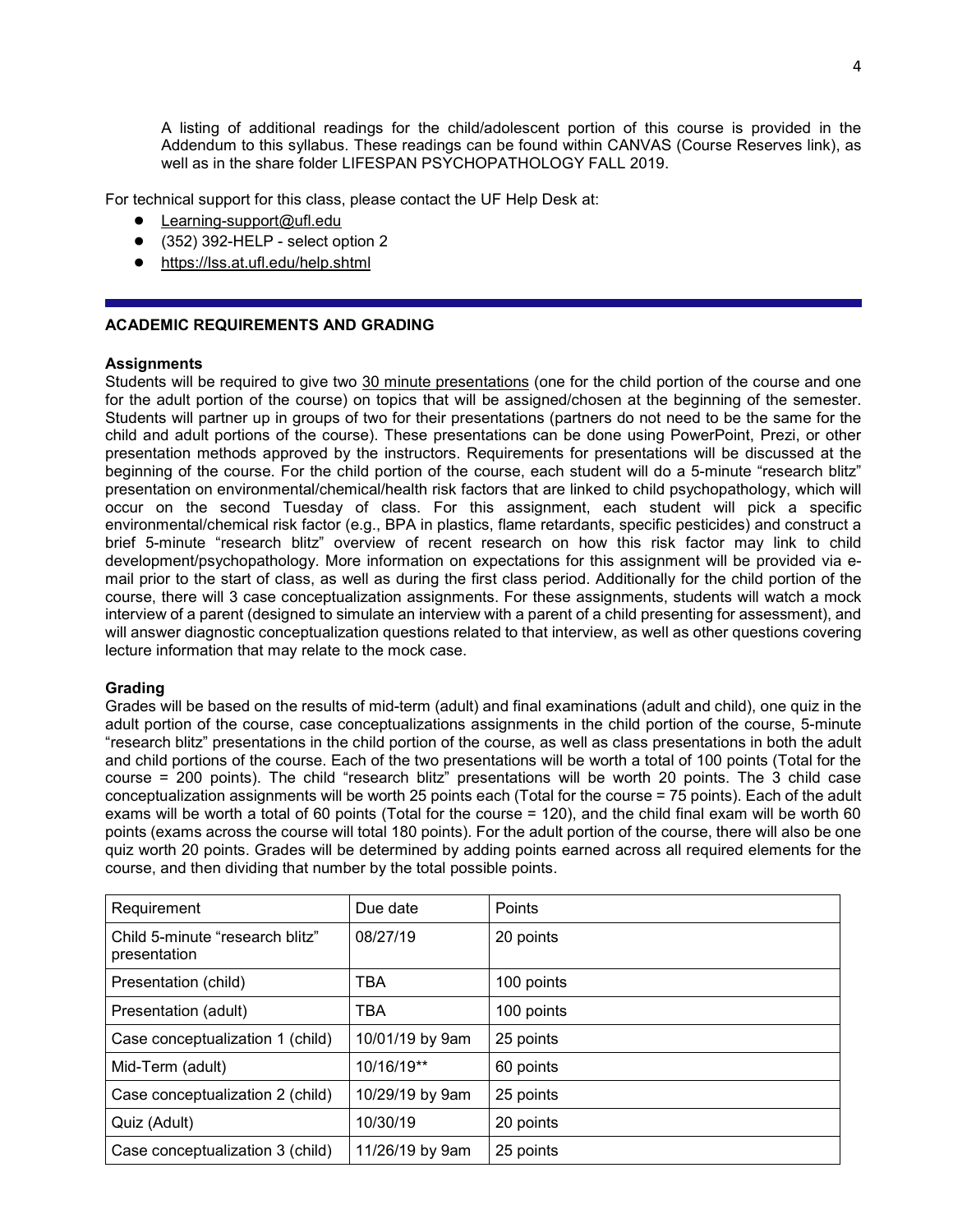A listing of additional readings for the child/adolescent portion of this course is provided in the Addendum to this syllabus. These readings can be found within CANVAS (Course Reserves link), as well as in the share folder LIFESPAN PSYCHOPATHOLOGY FALL 2019.

For technical support for this class, please contact the UF Help Desk at:

- Learning-support@ufl.edu
- (352) 392-HELP - select option 2
- https://lss.at.ufl.edu/help.shtml

## ACADEMIC REQUIREMENTS AND GRADING

### Assignments

Students will be required to give two 30 minute presentations (one for the child portion of the course and one for the adult portion of the course) on topics that will be assigned/chosen at the beginning of the semester. Students will partner up in groups of two for their presentations (partners do not need to be the same for the child and adult portions of the course). These presentations can be done using PowerPoint, Prezi, or other presentation methods approved by the instructors. Requirements for presentations will be discussed at the beginning of the course. For the child portion of the course, each student will do a 5-minute "research blitz" presentation on environmental/chemical/health risk factors that are linked to child psychopathology, which will occur on the second Tuesday of class. For this assignment, each student will pick a specific environmental/chemical risk factor (e.g., BPA in plastics, flame retardants, specific pesticides) and construct a brief 5-minute "research blitz" overview of recent research on how this risk factor may link to child development/psychopathology. More information on expectations for this assignment will be provided via e-mail prior to the start of class, as well as during the first class period. Additionally for the child portion of the course, there will 3 case conceptualization assignments. For these assignments, students will watch a mock interview of a parent (designed to simulate an interview with a parent of a child presenting for assessment), and will answer diagnostic conceptualization questions related to that interview, as well as other questions covering lecture information that may relate to the mock case.

### Grading

Grades will be based on the results of mid-term (adult) and final examinations (adult and child), one quiz in the adult portion of the course, case conceptualizations assignments in the child portion of the course, 5-minute "research blitz" presentations in the child portion of the course, as well as class presentations in both the adult and child portions of the course. Each of the two presentations will be worth a total of 100 points (Total for the course = 200 points). The child "research blitz" presentations will be worth 20 points. The 3 child case conceptualization assignments will be worth 25 points each (Total for the course = 75 points). Each of the adult exams will be worth a total of 60 points (Total for the course = 120), and the child final exam will be worth 60 points (exams across the course will total 180 points). For the adult portion of the course, there will also be one quiz worth 20 points. Grades will be determined by adding points earned across all required elements for the course, and then dividing that number by the total possible points.

| Requirement | Due date | Points |
|---|---|---|
| Child 5-minute "research blitz" presentation | 08/27/19 | 20 points |
| Presentation (child) | TBA | 100 points |
| Presentation (adult) | TBA | 100 points |
| Case conceptualization 1 (child) | 10/01/19 by 9am | 25 points |
| Mid-Term (adult) | 10/16/19** | 60 points |
| Case conceptualization 2 (child) | 10/29/19 by 9am | 25 points |
| Quiz (Adult) | 10/30/19 | 20 points |
| Case conceptualization 3 (child) | 11/26/19 by 9am | 25 points |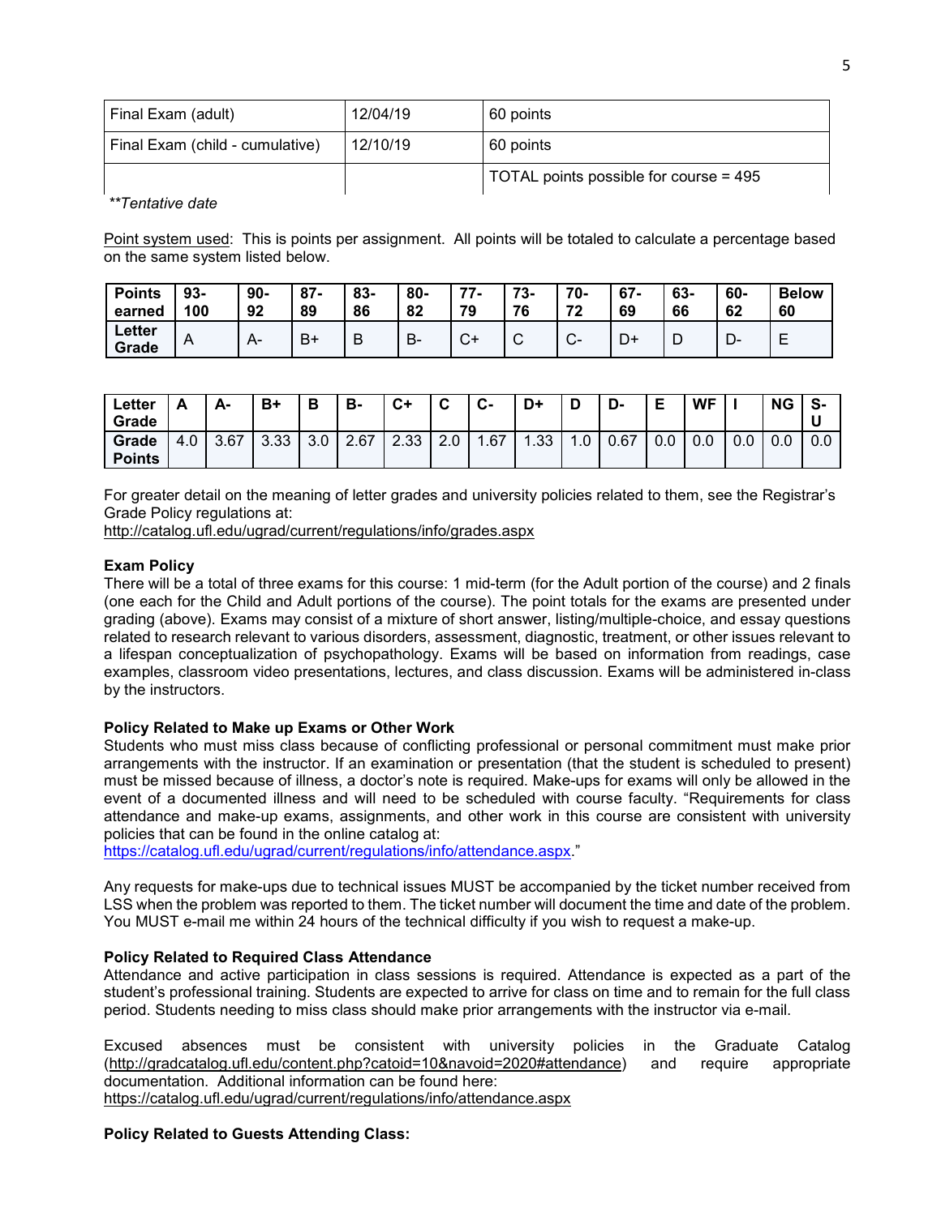| Final Exam (adult) | 12/04/19 | 60 points |
|---|---|---|
| Final Exam (child - cumulative) | 12/10/19 | 60 points |
| | | TOTAL points possible for course = 495 |

*\*\*Tentative date*

Point system used: This is points per assignment. All points will be totaled to calculate a percentage based on the same system listed below.

| Points earned | 93-100 | 90-92 | 87-89 | 83-86 | 80-82 | 77-79 | 73-76 | 70-72 | 67-69 | 63-66 | 60-62 | Below 60 |
|---|---|---|---|---|---|---|---|---|---|---|---|---|
| Letter Grade | A | A- | B+ | B | B- | C+ | C | C- | D+ | D | D- | E |

| Letter Grade | A | A- | B+ | B | B- | C+ | C | C- | D+ | D | D- | E | WF | I | NG | S-U |
|---|---|---|---|---|---|---|---|---|---|---|---|---|---|---|---|---|
| Grade Points | 4.0 | 3.67 | 3.33 | 3.0 | 2.67 | 2.33 | 2.0 | 1.67 | 1.33 | 1.0 | 0.67 | 0.0 | 0.0 | 0.0 | 0.0 | 0.0 |

For greater detail on the meaning of letter grades and university policies related to them, see the Registrar's Grade Policy regulations at:
http://catalog.ufl.edu/ugrad/current/regulations/info/grades.aspx

**Exam Policy**

There will be a total of three exams for this course: 1 mid-term (for the Adult portion of the course) and 2 finals (one each for the Child and Adult portions of the course). The point totals for the exams are presented under grading (above). Exams may consist of a mixture of short answer, listing/multiple-choice, and essay questions related to research relevant to various disorders, assessment, diagnostic, treatment, or other issues relevant to a lifespan conceptualization of psychopathology. Exams will be based on information from readings, case examples, classroom video presentations, lectures, and class discussion. Exams will be administered in-class by the instructors.

**Policy Related to Make up Exams or Other Work**

Students who must miss class because of conflicting professional or personal commitment must make prior arrangements with the instructor. If an examination or presentation (that the student is scheduled to present) must be missed because of illness, a doctor's note is required. Make-ups for exams will only be allowed in the event of a documented illness and will need to be scheduled with course faculty. "Requirements for class attendance and make-up exams, assignments, and other work in this course are consistent with university policies that can be found in the online catalog at:
https://catalog.ufl.edu/ugrad/current/regulations/info/attendance.aspx."

Any requests for make-ups due to technical issues MUST be accompanied by the ticket number received from LSS when the problem was reported to them. The ticket number will document the time and date of the problem. You MUST e-mail me within 24 hours of the technical difficulty if you wish to request a make-up.

**Policy Related to Required Class Attendance**

Attendance and active participation in class sessions is required. Attendance is expected as a part of the student's professional training. Students are expected to arrive for class on time and to remain for the full class period. Students needing to miss class should make prior arrangements with the instructor via e-mail.

Excused absences must be consistent with university policies in the Graduate Catalog (http://gradcatalog.ufl.edu/content.php?catoid=10&navoid=2020#attendance) and require appropriate documentation. Additional information can be found here:
https://catalog.ufl.edu/ugrad/current/regulations/info/attendance.aspx

**Policy Related to Guests Attending Class:**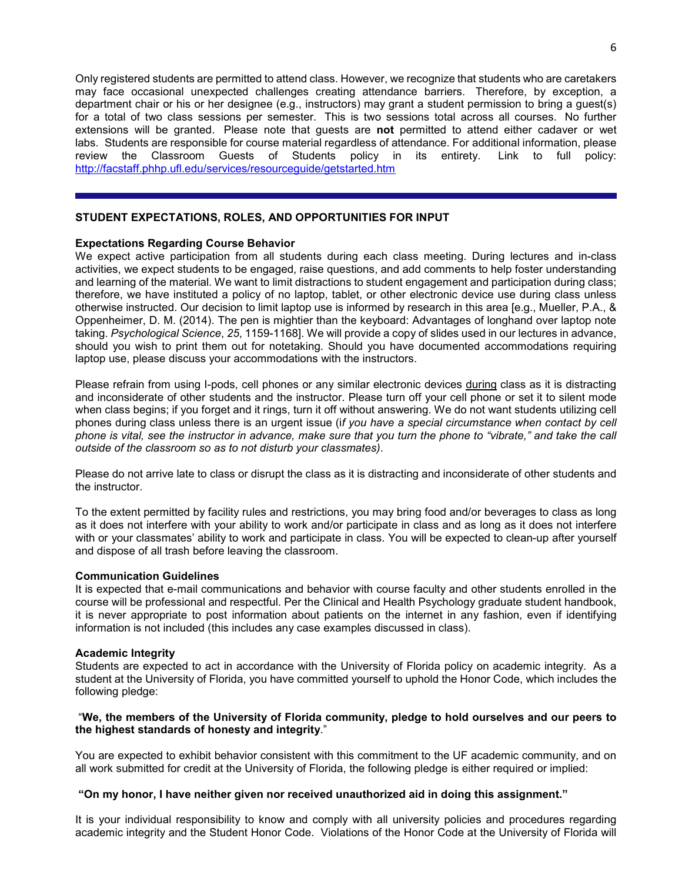Only registered students are permitted to attend class. However, we recognize that students who are caretakers may face occasional unexpected challenges creating attendance barriers. Therefore, by exception, a department chair or his or her designee (e.g., instructors) may grant a student permission to bring a guest(s) for a total of two class sessions per semester. This is two sessions total across all courses. No further extensions will be granted. Please note that guests are **not** permitted to attend either cadaver or wet labs. Students are responsible for course material regardless of attendance. For additional information, please review the Classroom Guests of Students policy in its entirety. Link to full policy: [http://facstaff.phhp.ufl.edu/services/resourceguide/getstarted.htm](http://facstaff.phhp.ufl.edu/services/resourceguide/getstarted.htm)

---

## STUDENT EXPECTATIONS, ROLES, AND OPPORTUNITIES FOR INPUT

### Expectations Regarding Course Behavior

We expect active participation from all students during each class meeting. During lectures and in-class activities, we expect students to be engaged, raise questions, and add comments to help foster understanding and learning of the material. We want to limit distractions to student engagement and participation during class; therefore, we have instituted a policy of no laptop, tablet, or other electronic device use during class unless otherwise instructed. Our decision to limit laptop use is informed by research in this area [e.g., Mueller, P.A., & Oppenheimer, D. M. (2014). The pen is mightier than the keyboard: Advantages of longhand over laptop note taking. *Psychological Science*, *25*, 1159-1168]. We will provide a copy of slides used in our lectures in advance, should you wish to print them out for notetaking. Should you have documented accommodations requiring laptop use, please discuss your accommodations with the instructors.

Please refrain from using I-pods, cell phones or any similar electronic devices <u>during</u> class as it is distracting and inconsiderate of other students and the instructor. Please turn off your cell phone or set it to silent mode when class begins; if you forget and it rings, turn it off without answering. We do not want students utilizing cell phones during class unless there is an urgent issue (i*f you have a special circumstance when contact by cell phone is vital, see the instructor in advance, make sure that you turn the phone to "vibrate," and take the call outside of the classroom so as to not disturb your classmates)*.

Please do not arrive late to class or disrupt the class as it is distracting and inconsiderate of other students and the instructor.

To the extent permitted by facility rules and restrictions, you may bring food and/or beverages to class as long as it does not interfere with your ability to work and/or participate in class and as long as it does not interfere with or your classmates' ability to work and participate in class. You will be expected to clean-up after yourself and dispose of all trash before leaving the classroom.

### Communication Guidelines

It is expected that e-mail communications and behavior with course faculty and other students enrolled in the course will be professional and respectful. Per the Clinical and Health Psychology graduate student handbook, it is never appropriate to post information about patients on the internet in any fashion, even if identifying information is not included (this includes any case examples discussed in class).

### Academic Integrity

Students are expected to act in accordance with the University of Florida policy on academic integrity. As a student at the University of Florida, you have committed yourself to uphold the Honor Code, which includes the following pledge:

"**We, the members of the University of Florida community, pledge to hold ourselves and our peers to the highest standards of honesty and integrity**."

You are expected to exhibit behavior consistent with this commitment to the UF academic community, and on all work submitted for credit at the University of Florida, the following pledge is either required or implied:

**"On my honor, I have neither given nor received unauthorized aid in doing this assignment."**

It is your individual responsibility to know and comply with all university policies and procedures regarding academic integrity and the Student Honor Code. Violations of the Honor Code at the University of Florida will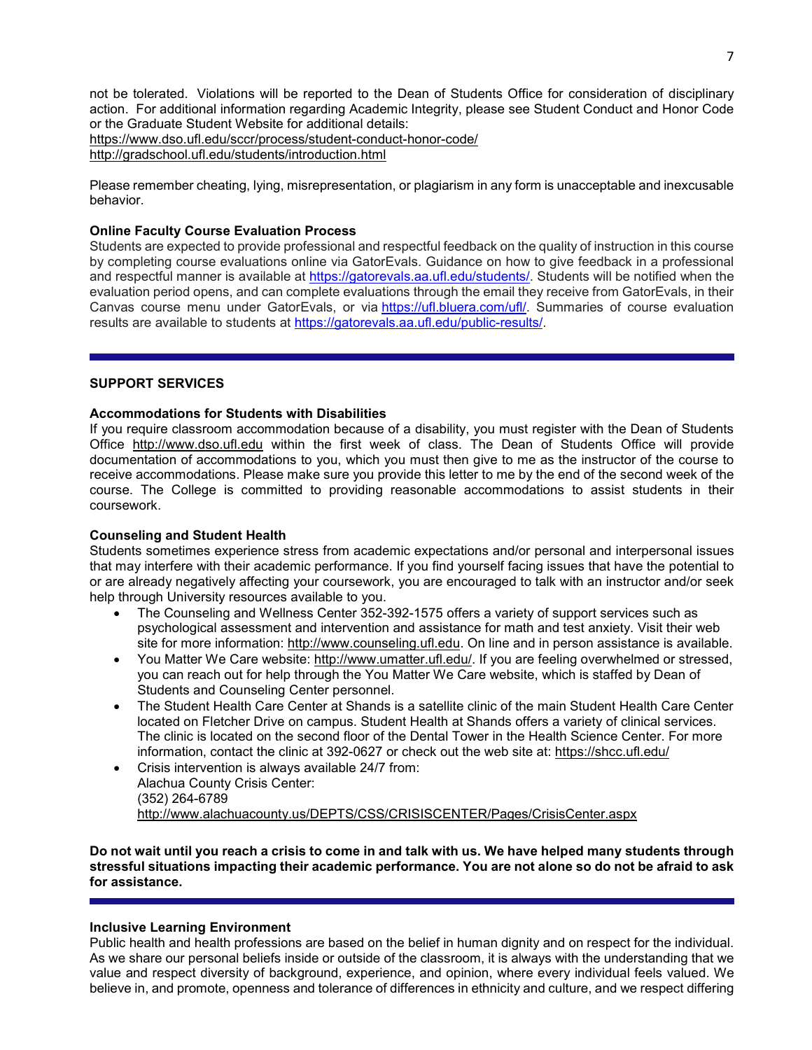not be tolerated. Violations will be reported to the Dean of Students Office for consideration of disciplinary action. For additional information regarding Academic Integrity, please see Student Conduct and Honor Code or the Graduate Student Website for additional details:
https://www.dso.ufl.edu/sccr/process/student-conduct-honor-code/
http://gradschool.ufl.edu/students/introduction.html

Please remember cheating, lying, misrepresentation, or plagiarism in any form is unacceptable and inexcusable behavior.

**Online Faculty Course Evaluation Process**

Students are expected to provide professional and respectful feedback on the quality of instruction in this course by completing course evaluations online via GatorEvals. Guidance on how to give feedback in a professional and respectful manner is available at https://gatorevals.aa.ufl.edu/students/. Students will be notified when the evaluation period opens, and can complete evaluations through the email they receive from GatorEvals, in their Canvas course menu under GatorEvals, or via https://ufl.bluera.com/ufl/. Summaries of course evaluation results are available to students at https://gatorevals.aa.ufl.edu/public-results/.

---

## SUPPORT SERVICES

**Accommodations for Students with Disabilities**

If you require classroom accommodation because of a disability, you must register with the Dean of Students Office http://www.dso.ufl.edu within the first week of class. The Dean of Students Office will provide documentation of accommodations to you, which you must then give to me as the instructor of the course to receive accommodations. Please make sure you provide this letter to me by the end of the second week of the course. The College is committed to providing reasonable accommodations to assist students in their coursework.

**Counseling and Student Health**

Students sometimes experience stress from academic expectations and/or personal and interpersonal issues that may interfere with their academic performance. If you find yourself facing issues that have the potential to or are already negatively affecting your coursework, you are encouraged to talk with an instructor and/or seek help through University resources available to you.

- The Counseling and Wellness Center 352-392-1575 offers a variety of support services such as psychological assessment and intervention and assistance for math and test anxiety. Visit their web site for more information: http://www.counseling.ufl.edu. On line and in person assistance is available.
- You Matter We Care website: http://www.umatter.ufl.edu/. If you are feeling overwhelmed or stressed, you can reach out for help through the You Matter We Care website, which is staffed by Dean of Students and Counseling Center personnel.
- The Student Health Care Center at Shands is a satellite clinic of the main Student Health Care Center located on Fletcher Drive on campus. Student Health at Shands offers a variety of clinical services. The clinic is located on the second floor of the Dental Tower in the Health Science Center. For more information, contact the clinic at 392-0627 or check out the web site at: https://shcc.ufl.edu/
- Crisis intervention is always available 24/7 from:
  Alachua County Crisis Center:
  (352) 264-6789
  http://www.alachuacounty.us/DEPTS/CSS/CRISISCENTER/Pages/CrisisCenter.aspx

**Do not wait until you reach a crisis to come in and talk with us. We have helped many students through stressful situations impacting their academic performance. You are not alone so do not be afraid to ask for assistance.**

---

**Inclusive Learning Environment**

Public health and health professions are based on the belief in human dignity and on respect for the individual. As we share our personal beliefs inside or outside of the classroom, it is always with the understanding that we value and respect diversity of background, experience, and opinion, where every individual feels valued. We believe in, and promote, openness and tolerance of differences in ethnicity and culture, and we respect differing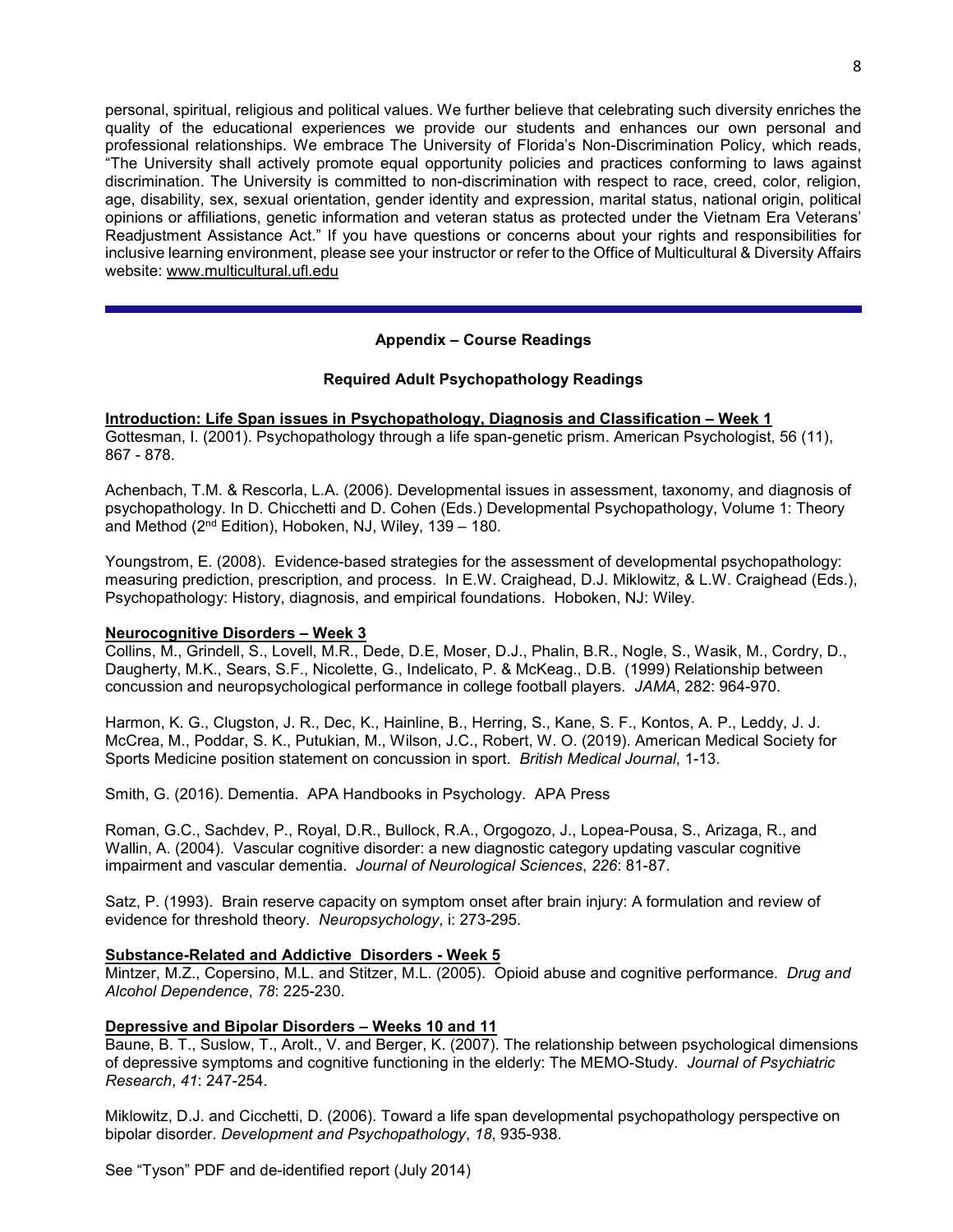personal, spiritual, religious and political values. We further believe that celebrating such diversity enriches the quality of the educational experiences we provide our students and enhances our own personal and professional relationships. We embrace The University of Florida's Non-Discrimination Policy, which reads, "The University shall actively promote equal opportunity policies and practices conforming to laws against discrimination. The University is committed to non-discrimination with respect to race, creed, color, religion, age, disability, sex, sexual orientation, gender identity and expression, marital status, national origin, political opinions or affiliations, genetic information and veteran status as protected under the Vietnam Era Veterans' Readjustment Assistance Act." If you have questions or concerns about your rights and responsibilities for inclusive learning environment, please see your instructor or refer to the Office of Multicultural & Diversity Affairs website: www.multicultural.ufl.edu

---

## Appendix – Course Readings

### Required Adult Psychopathology Readings

**Introduction: Life Span issues in Psychopathology, Diagnosis and Classification – Week 1**

Gottesman, I. (2001). Psychopathology through a life span-genetic prism. American Psychologist, 56 (11), 867 - 878.

Achenbach, T.M. & Rescorla, L.A. (2006). Developmental issues in assessment, taxonomy, and diagnosis of psychopathology. In D. Chicchetti and D. Cohen (Eds.) Developmental Psychopathology, Volume 1: Theory and Method (2nd Edition), Hoboken, NJ, Wiley, 139 – 180.

Youngstrom, E. (2008). Evidence-based strategies for the assessment of developmental psychopathology: measuring prediction, prescription, and process. In E.W. Craighead, D.J. Miklowitz, & L.W. Craighead (Eds.), Psychopathology: History, diagnosis, and empirical foundations. Hoboken, NJ: Wiley.

**Neurocognitive Disorders – Week 3**

Collins, M., Grindell, S., Lovell, M.R., Dede, D.E, Moser, D.J., Phalin, B.R., Nogle, S., Wasik, M., Cordry, D., Daugherty, M.K., Sears, S.F., Nicolette, G., Indelicato, P. & McKeag., D.B. (1999) Relationship between concussion and neuropsychological performance in college football players. *JAMA*, 282: 964-970.

Harmon, K. G., Clugston, J. R., Dec, K., Hainline, B., Herring, S., Kane, S. F., Kontos, A. P., Leddy, J. J. McCrea, M., Poddar, S. K., Putukian, M., Wilson, J.C., Robert, W. O. (2019). American Medical Society for Sports Medicine position statement on concussion in sport. *British Medical Journal*, 1-13.

Smith, G. (2016). Dementia. APA Handbooks in Psychology. APA Press

Roman, G.C., Sachdev, P., Royal, D.R., Bullock, R.A., Orgogozo, J., Lopea-Pousa, S., Arizaga, R., and Wallin, A. (2004). Vascular cognitive disorder: a new diagnostic category updating vascular cognitive impairment and vascular dementia. *Journal of Neurological Sciences*, *226*: 81-87.

Satz, P. (1993). Brain reserve capacity on symptom onset after brain injury: A formulation and review of evidence for threshold theory. *Neuropsychology*, i: 273-295.

**Substance-Related and Addictive Disorders - Week 5**

Mintzer, M.Z., Copersino, M.L. and Stitzer, M.L. (2005). Opioid abuse and cognitive performance. *Drug and Alcohol Dependence*, *78*: 225-230.

**Depressive and Bipolar Disorders – Weeks 10 and 11**

Baune, B. T., Suslow, T., Arolt., V. and Berger, K. (2007). The relationship between psychological dimensions of depressive symptoms and cognitive functioning in the elderly: The MEMO-Study. *Journal of Psychiatric Research*, *41*: 247-254.

Miklowitz, D.J. and Cicchetti, D. (2006). Toward a life span developmental psychopathology perspective on bipolar disorder. *Development and Psychopathology*, *18*, 935-938.

See "Tyson" PDF and de-identified report (July 2014)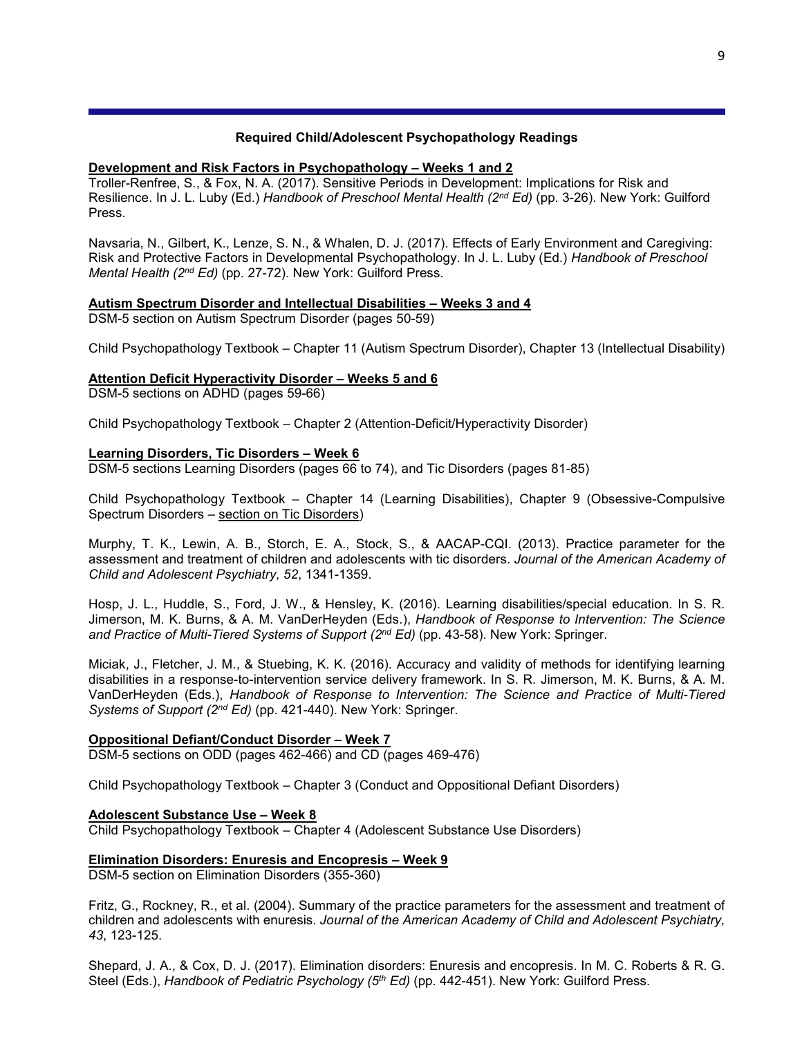## Required Child/Adolescent Psychopathology Readings

**Development and Risk Factors in Psychopathology – Weeks 1 and 2**

Troller-Renfree, S., & Fox, N. A. (2017). Sensitive Periods in Development: Implications for Risk and Resilience. In J. L. Luby (Ed.) *Handbook of Preschool Mental Health (2nd Ed)* (pp. 3-26). New York: Guilford Press.

Navsaria, N., Gilbert, K., Lenze, S. N., & Whalen, D. J. (2017). Effects of Early Environment and Caregiving: Risk and Protective Factors in Developmental Psychopathology. In J. L. Luby (Ed.) *Handbook of Preschool Mental Health (2nd Ed)* (pp. 27-72). New York: Guilford Press.

**Autism Spectrum Disorder and Intellectual Disabilities – Weeks 3 and 4**

DSM-5 section on Autism Spectrum Disorder (pages 50-59)

Child Psychopathology Textbook – Chapter 11 (Autism Spectrum Disorder), Chapter 13 (Intellectual Disability)

**Attention Deficit Hyperactivity Disorder – Weeks 5 and 6**

DSM-5 sections on ADHD (pages 59-66)

Child Psychopathology Textbook – Chapter 2 (Attention-Deficit/Hyperactivity Disorder)

**Learning Disorders, Tic Disorders – Week 6**

DSM-5 sections Learning Disorders (pages 66 to 74), and Tic Disorders (pages 81-85)

Child Psychopathology Textbook – Chapter 14 (Learning Disabilities), Chapter 9 (Obsessive-Compulsive Spectrum Disorders – section on Tic Disorders)

Murphy, T. K., Lewin, A. B., Storch, E. A., Stock, S., & AACAP-CQI. (2013). Practice parameter for the assessment and treatment of children and adolescents with tic disorders. *Journal of the American Academy of Child and Adolescent Psychiatry, 52*, 1341-1359.

Hosp, J. L., Huddle, S., Ford, J. W., & Hensley, K. (2016). Learning disabilities/special education. In S. R. Jimerson, M. K. Burns, & A. M. VanDerHeyden (Eds.), *Handbook of Response to Intervention: The Science and Practice of Multi-Tiered Systems of Support (2nd Ed)* (pp. 43-58). New York: Springer.

Miciak, J., Fletcher, J. M., & Stuebing, K. K. (2016). Accuracy and validity of methods for identifying learning disabilities in a response-to-intervention service delivery framework. In S. R. Jimerson, M. K. Burns, & A. M. VanDerHeyden (Eds.), *Handbook of Response to Intervention: The Science and Practice of Multi-Tiered Systems of Support (2nd Ed)* (pp. 421-440). New York: Springer.

**Oppositional Defiant/Conduct Disorder – Week 7**

DSM-5 sections on ODD (pages 462-466) and CD (pages 469-476)

Child Psychopathology Textbook – Chapter 3 (Conduct and Oppositional Defiant Disorders)

**Adolescent Substance Use – Week 8**

Child Psychopathology Textbook – Chapter 4 (Adolescent Substance Use Disorders)

**Elimination Disorders: Enuresis and Encopresis – Week 9**

DSM-5 section on Elimination Disorders (355-360)

Fritz, G., Rockney, R., et al. (2004). Summary of the practice parameters for the assessment and treatment of children and adolescents with enuresis. *Journal of the American Academy of Child and Adolescent Psychiatry, 43*, 123-125.

Shepard, J. A., & Cox, D. J. (2017). Elimination disorders: Enuresis and encopresis. In M. C. Roberts & R. G. Steel (Eds.), *Handbook of Pediatric Psychology (5th Ed)* (pp. 442-451). New York: Guilford Press.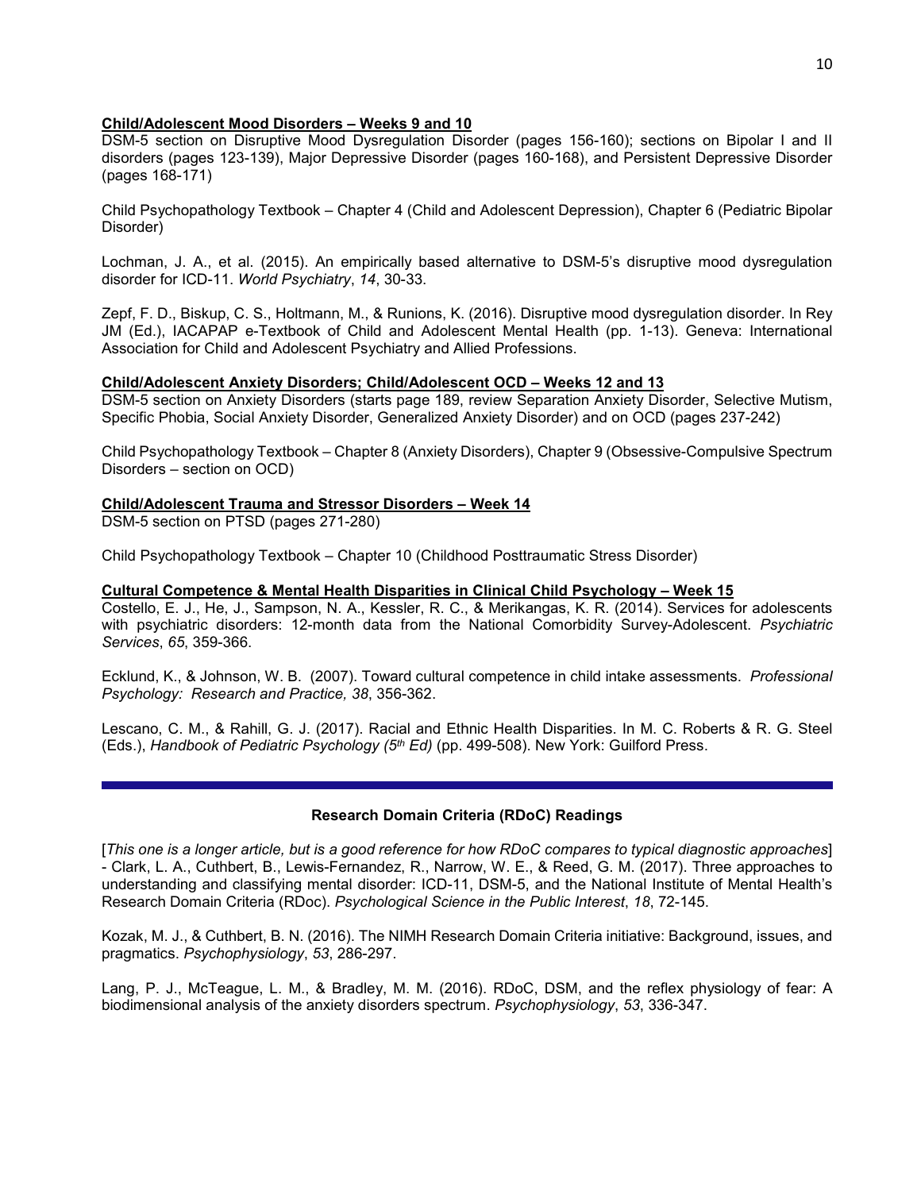**Child/Adolescent Mood Disorders – Weeks 9 and 10**

DSM-5 section on Disruptive Mood Dysregulation Disorder (pages 156-160); sections on Bipolar I and II disorders (pages 123-139), Major Depressive Disorder (pages 160-168), and Persistent Depressive Disorder (pages 168-171)

Child Psychopathology Textbook – Chapter 4 (Child and Adolescent Depression), Chapter 6 (Pediatric Bipolar Disorder)

Lochman, J. A., et al. (2015). An empirically based alternative to DSM-5's disruptive mood dysregulation disorder for ICD-11. *World Psychiatry*, *14*, 30-33.

Zepf, F. D., Biskup, C. S., Holtmann, M., & Runions, K. (2016). Disruptive mood dysregulation disorder. In Rey JM (Ed.), IACAPAP e-Textbook of Child and Adolescent Mental Health (pp. 1-13). Geneva: International Association for Child and Adolescent Psychiatry and Allied Professions.

**Child/Adolescent Anxiety Disorders; Child/Adolescent OCD – Weeks 12 and 13**

DSM-5 section on Anxiety Disorders (starts page 189, review Separation Anxiety Disorder, Selective Mutism, Specific Phobia, Social Anxiety Disorder, Generalized Anxiety Disorder) and on OCD (pages 237-242)

Child Psychopathology Textbook – Chapter 8 (Anxiety Disorders), Chapter 9 (Obsessive-Compulsive Spectrum Disorders – section on OCD)

**Child/Adolescent Trauma and Stressor Disorders – Week 14**

DSM-5 section on PTSD (pages 271-280)

Child Psychopathology Textbook – Chapter 10 (Childhood Posttraumatic Stress Disorder)

**Cultural Competence & Mental Health Disparities in Clinical Child Psychology – Week 15**

Costello, E. J., He, J., Sampson, N. A., Kessler, R. C., & Merikangas, K. R. (2014). Services for adolescents with psychiatric disorders: 12-month data from the National Comorbidity Survey-Adolescent. *Psychiatric Services*, *65*, 359-366.

Ecklund, K., & Johnson, W. B. (2007). Toward cultural competence in child intake assessments. *Professional Psychology: Research and Practice, 38*, 356-362.

Lescano, C. M., & Rahill, G. J. (2017). Racial and Ethnic Health Disparities. In M. C. Roberts & R. G. Steel (Eds.), *Handbook of Pediatric Psychology (5th Ed)* (pp. 499-508). New York: Guilford Press.

---

**Research Domain Criteria (RDoC) Readings**

[*This one is a longer article, but is a good reference for how RDoC compares to typical diagnostic approaches*] - Clark, L. A., Cuthbert, B., Lewis-Fernandez, R., Narrow, W. E., & Reed, G. M. (2017). Three approaches to understanding and classifying mental disorder: ICD-11, DSM-5, and the National Institute of Mental Health's Research Domain Criteria (RDoc). *Psychological Science in the Public Interest*, *18*, 72-145.

Kozak, M. J., & Cuthbert, B. N. (2016). The NIMH Research Domain Criteria initiative: Background, issues, and pragmatics. *Psychophysiology*, *53*, 286-297.

Lang, P. J., McTeague, L. M., & Bradley, M. M. (2016). RDoC, DSM, and the reflex physiology of fear: A biodimensional analysis of the anxiety disorders spectrum. *Psychophysiology*, *53*, 336-347.